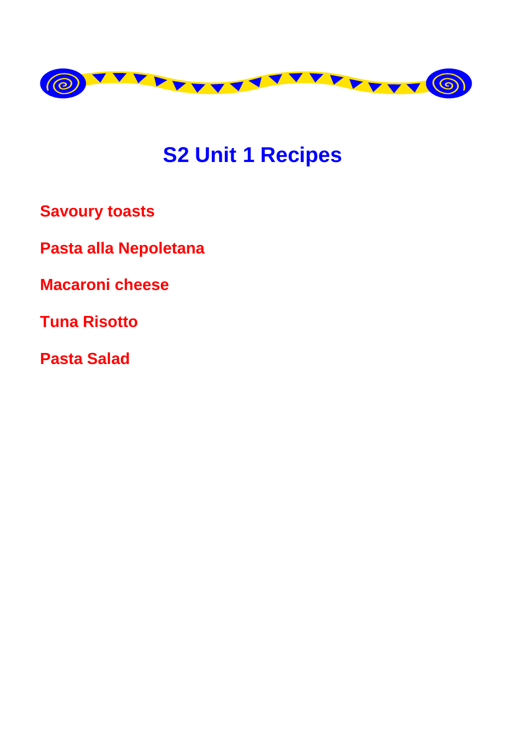# S2 Unit 1 Recipes

**Savoury toasts**

**Pasta alla Nepoletana**

**Macaroni cheese**

**Tuna Risotto**

**Pasta Salad**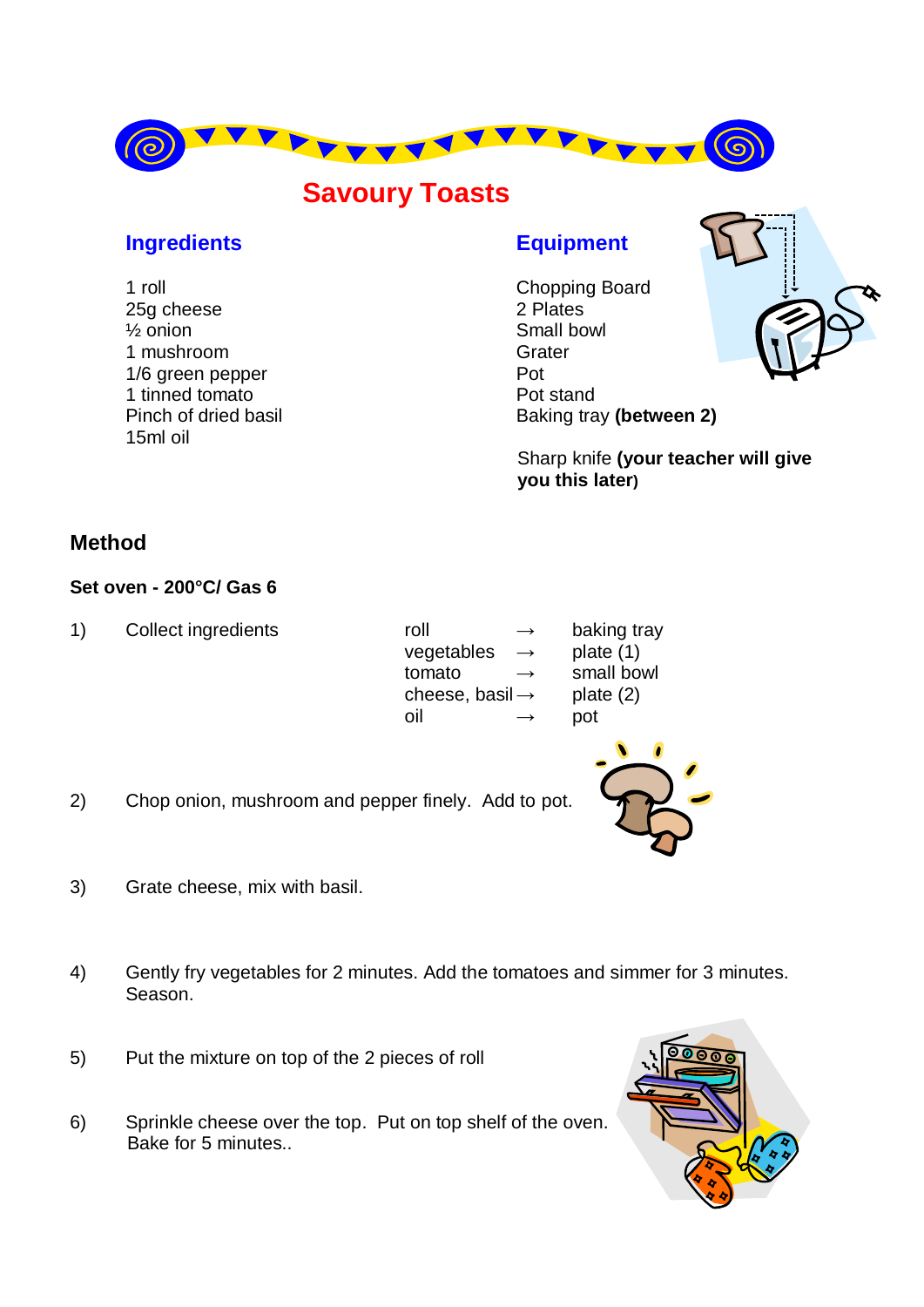# Savoury Toasts

## Ingredients

1 roll
25g cheese
½ onion
1 mushroom
1/6 green pepper
1 tinned tomato
Pinch of dried basil
15ml oil

## Equipment

Chopping Board
2 Plates
Small bowl
Grater
Pot
Pot stand
Baking tray **(between 2)**

Sharp knife **(your teacher will give you this later)**

## Method

**Set oven - 200°C/ Gas 6**

1) Collect ingredients

| | | |
|---|---|---|
| roll | → | baking tray |
| vegetables | → | plate (1) |
| tomato | → | small bowl |
| cheese, basil | → | plate (2) |
| oil | → | pot |

2) Chop onion, mushroom and pepper finely. Add to pot.

3) Grate cheese, mix with basil.

4) Gently fry vegetables for 2 minutes. Add the tomatoes and simmer for 3 minutes. Season.

5) Put the mixture on top of the 2 pieces of roll

6) Sprinkle cheese over the top. Put on top shelf of the oven. Bake for 5 minutes..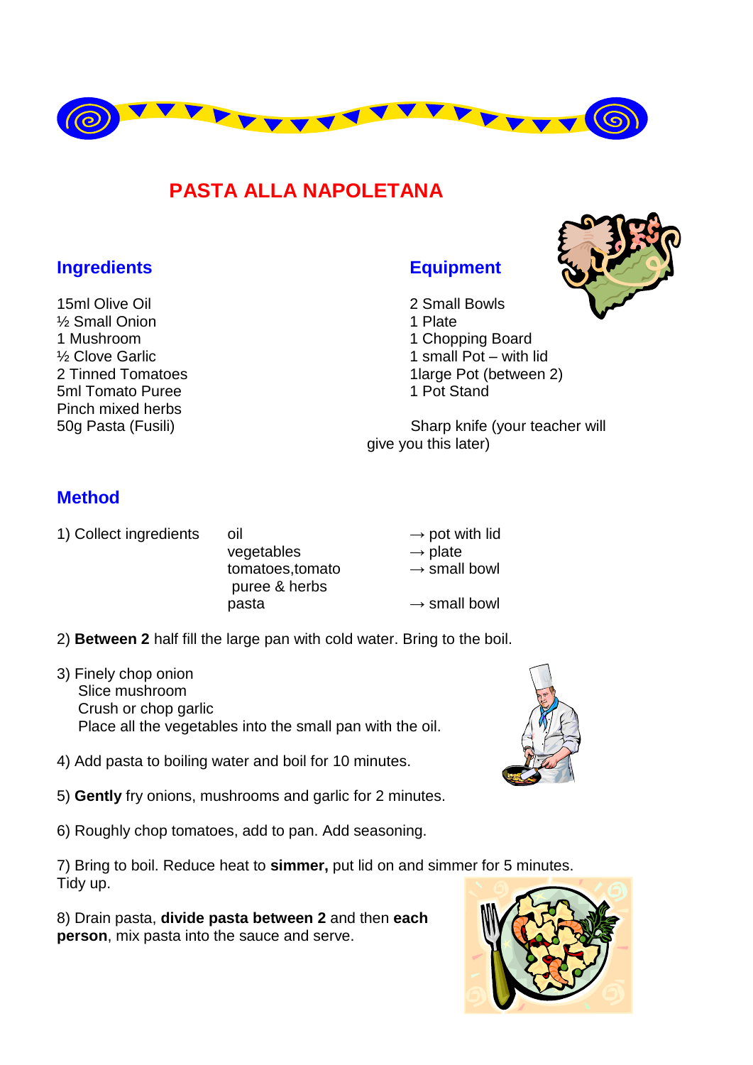# PASTA ALLA NAPOLETANA

## Ingredients

15ml Olive Oil
½ Small Onion
1 Mushroom
½ Clove Garlic
2 Tinned Tomatoes
5ml Tomato Puree
Pinch mixed herbs
50g Pasta (Fusili)

## Equipment

2 Small Bowls
1 Plate
1 Chopping Board
1 small Pot – with lid
1large Pot (between 2)
1 Pot Stand

Sharp knife (your teacher will give you this later)

## Method

1) Collect ingredients

| | |
|---|---|
| oil | → pot with lid |
| vegetables | → plate |
| tomatoes,tomato puree & herbs | → small bowl |
| pasta | → small bowl |

2) **Between 2** half fill the large pan with cold water. Bring to the boil.

3) Finely chop onion
   Slice mushroom
   Crush or chop garlic
   Place all the vegetables into the small pan with the oil.

4) Add pasta to boiling water and boil for 10 minutes.

5) **Gently** fry onions, mushrooms and garlic for 2 minutes.

6) Roughly chop tomatoes, add to pan. Add seasoning.

7) Bring to boil. Reduce heat to **simmer,** put lid on and simmer for 5 minutes. Tidy up.

8) Drain pasta, **divide pasta between 2** and then **each person**, mix pasta into the sauce and serve.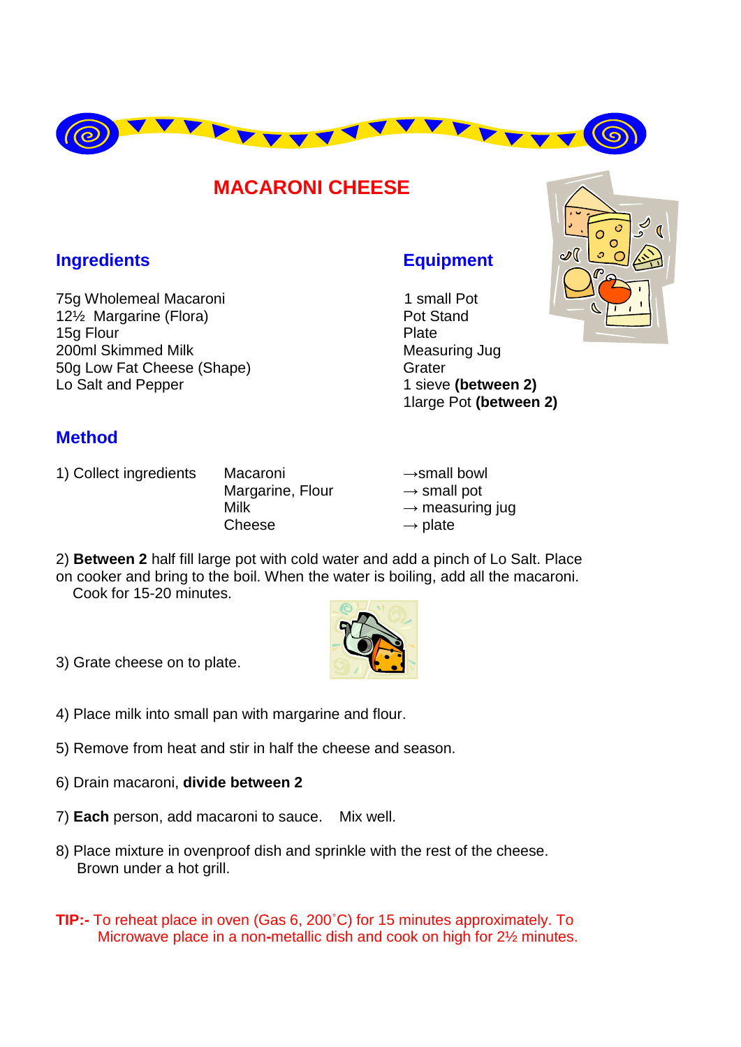# MACARONI CHEESE

## Ingredients

75g Wholemeal Macaroni
12½ Margarine (Flora)
15g Flour
200ml Skimmed Milk
50g Low Fat Cheese (Shape)
Lo Salt and Pepper

## Equipment

1 small Pot
Pot Stand
Plate
Measuring Jug
Grater
1 sieve **(between 2)**
1large Pot **(between 2)**

## Method

1) Collect ingredients

| | |
|---|---|
| Macaroni | →small bowl |
| Margarine, Flour | → small pot |
| Milk | → measuring jug |
| Cheese | → plate |

2) **Between 2** half fill large pot with cold water and add a pinch of Lo Salt. Place on cooker and bring to the boil. When the water is boiling, add all the macaroni. Cook for 15-20 minutes.

3) Grate cheese on to plate.

4) Place milk into small pan with margarine and flour.

5) Remove from heat and stir in half the cheese and season.

6) Drain macaroni, **divide between 2**

7) **Each** person, add macaroni to sauce. Mix well.

8) Place mixture in ovenproof dish and sprinkle with the rest of the cheese. Brown under a hot grill.

**TIP:-** To reheat place in oven (Gas 6, 200˚C) for 15 minutes approximately. To Microwave place in a non-metallic dish and cook on high for 2½ minutes.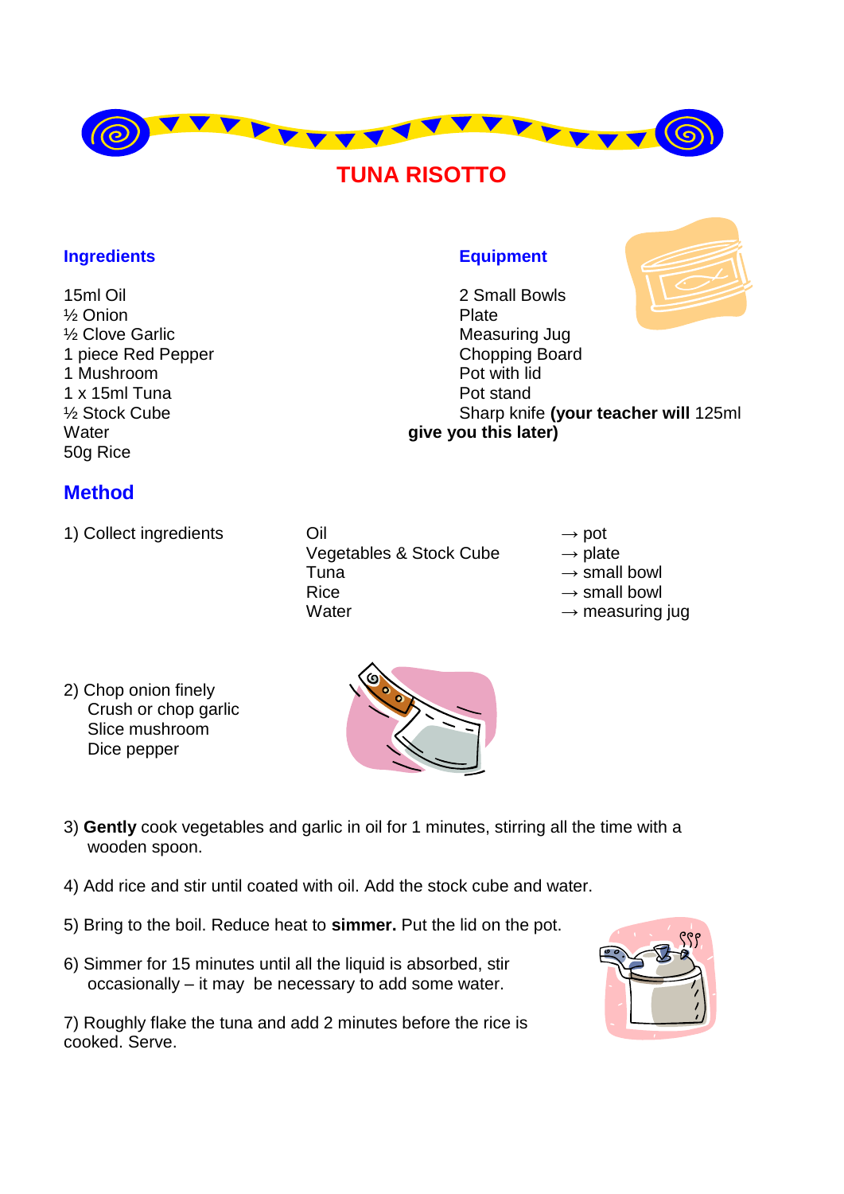# TUNA RISOTTO

## Ingredients

15ml Oil
½ Onion
½ Clove Garlic
1 piece Red Pepper
1 Mushroom
1 x 15ml Tuna
½ Stock Cube
Water 125ml **(your teacher will give you this later)**
50g Rice

## Equipment

2 Small Bowls
Plate
Measuring Jug
Chopping Board
Pot with lid
Pot stand
Sharp knife

## Method

1) Collect ingredients

| | |
|---|---|
| Oil | → pot |
| Vegetables & Stock Cube | → plate |
| Tuna | → small bowl |
| Rice | → small bowl |
| Water | → measuring jug |

2) Chop onion finely
Crush or chop garlic
Slice mushroom
Dice pepper

3) **Gently** cook vegetables and garlic in oil for 1 minutes, stirring all the time with a wooden spoon.

4) Add rice and stir until coated with oil. Add the stock cube and water.

5) Bring to the boil. Reduce heat to **simmer.** Put the lid on the pot.

6) Simmer for 15 minutes until all the liquid is absorbed, stir occasionally – it may be necessary to add some water.

7) Roughly flake the tuna and add 2 minutes before the rice is cooked. Serve.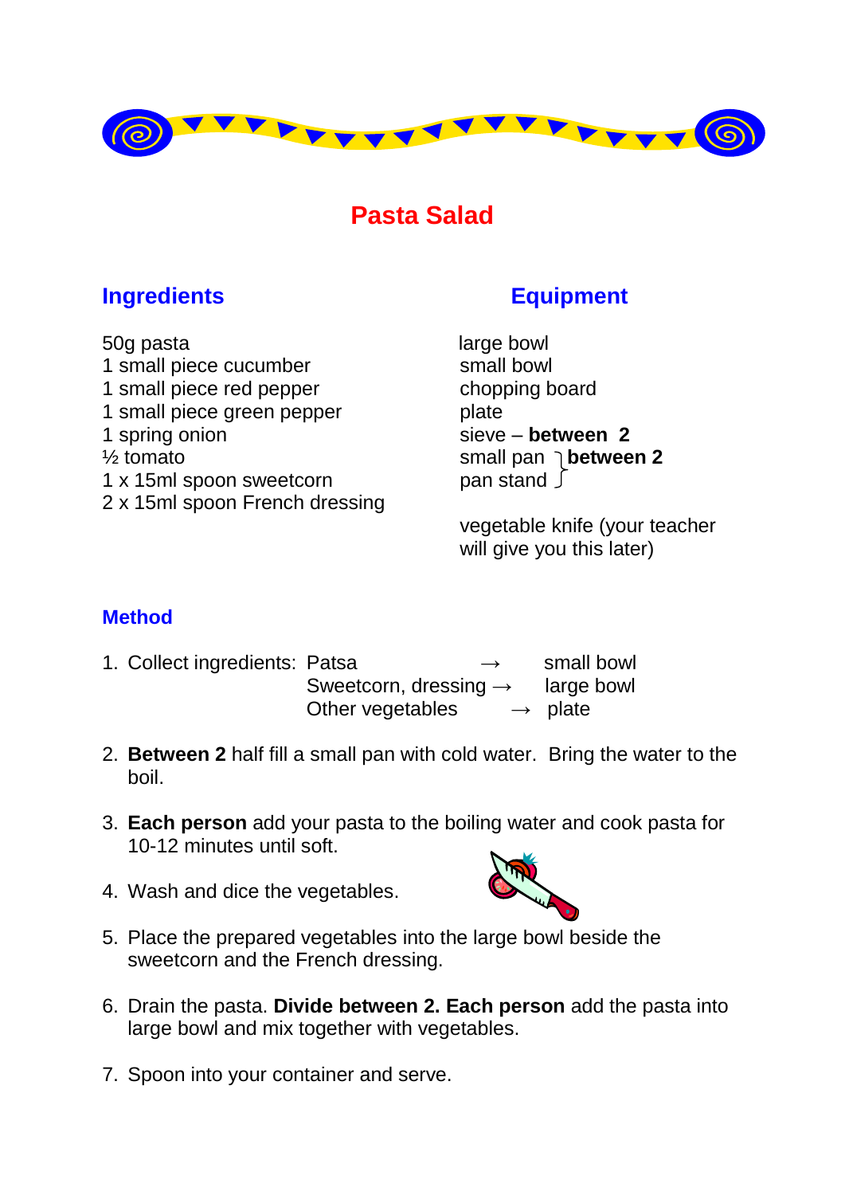# Pasta Salad

## Ingredients

50g pasta
1 small piece cucumber
1 small piece red pepper
1 small piece green pepper
1 spring onion
½ tomato
1 x 15ml spoon sweetcorn
2 x 15ml spoon French dressing

## Equipment

large bowl
small bowl
chopping board
plate
sieve – **between 2**
small pan, pan stand – **between 2**

vegetable knife (your teacher will give you this later)

## Method

1. Collect ingredients: Patsa → small bowl
   Sweetcorn, dressing → large bowl
   Other vegetables → plate

2. **Between 2** half fill a small pan with cold water. Bring the water to the boil.

3. **Each person** add your pasta to the boiling water and cook pasta for 10-12 minutes until soft.

4. Wash and dice the vegetables.

5. Place the prepared vegetables into the large bowl beside the sweetcorn and the French dressing.

6. Drain the pasta. **Divide between 2. Each person** add the pasta into large bowl and mix together with vegetables.

7. Spoon into your container and serve.